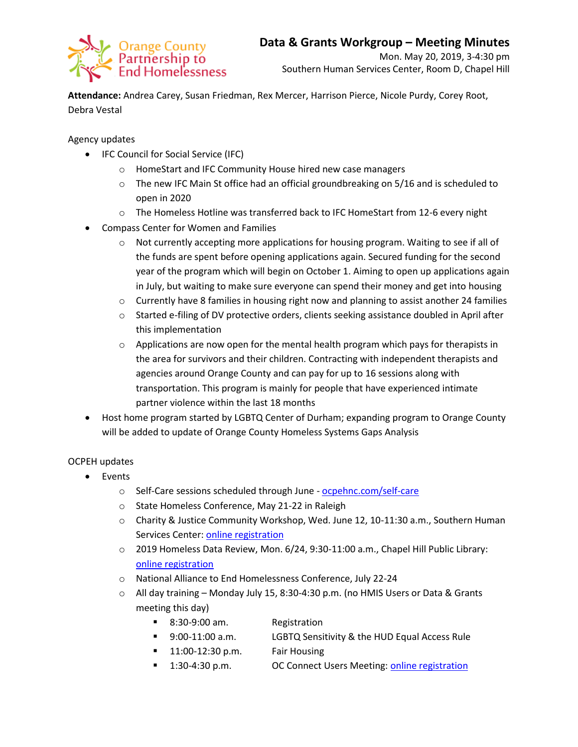Orange County Partnership to End Homelessness

# Data & Grants Workgroup – Meeting Minutes

Mon. May 20, 2019, 3-4:30 pm
Southern Human Services Center, Room D, Chapel Hill

**Attendance:** Andrea Carey, Susan Friedman, Rex Mercer, Harrison Pierce, Nicole Purdy, Corey Root, Debra Vestal

Agency updates

- IFC Council for Social Service (IFC)
  - HomeStart and IFC Community House hired new case managers
  - The new IFC Main St office had an official groundbreaking on 5/16 and is scheduled to open in 2020
  - The Homeless Hotline was transferred back to IFC HomeStart from 12-6 every night
- Compass Center for Women and Families
  - Not currently accepting more applications for housing program. Waiting to see if all of the funds are spent before opening applications again. Secured funding for the second year of the program which will begin on October 1. Aiming to open up applications again in July, but waiting to make sure everyone can spend their money and get into housing
  - Currently have 8 families in housing right now and planning to assist another 24 families
  - Started e-filing of DV protective orders, clients seeking assistance doubled in April after this implementation
  - Applications are now open for the mental health program which pays for therapists in the area for survivors and their children. Contracting with independent therapists and agencies around Orange County and can pay for up to 16 sessions along with transportation. This program is mainly for people that have experienced intimate partner violence within the last 18 months
- Host home program started by LGBTQ Center of Durham; expanding program to Orange County will be added to update of Orange County Homeless Systems Gaps Analysis

OCPEH updates

- Events
  - Self-Care sessions scheduled through June - ocpehnc.com/self-care
  - State Homeless Conference, May 21-22 in Raleigh
  - Charity & Justice Community Workshop, Wed. June 12, 10-11:30 a.m., Southern Human Services Center: online registration
  - 2019 Homeless Data Review, Mon. 6/24, 9:30-11:00 a.m., Chapel Hill Public Library: online registration
  - National Alliance to End Homelessness Conference, July 22-24
  - All day training – Monday July 15, 8:30-4:30 p.m. (no HMIS Users or Data & Grants meeting this day)
    - 8:30-9:00 am. Registration
    - 9:00-11:00 a.m. LGBTQ Sensitivity & the HUD Equal Access Rule
    - 11:00-12:30 p.m. Fair Housing
    - 1:30-4:30 p.m. OC Connect Users Meeting: online registration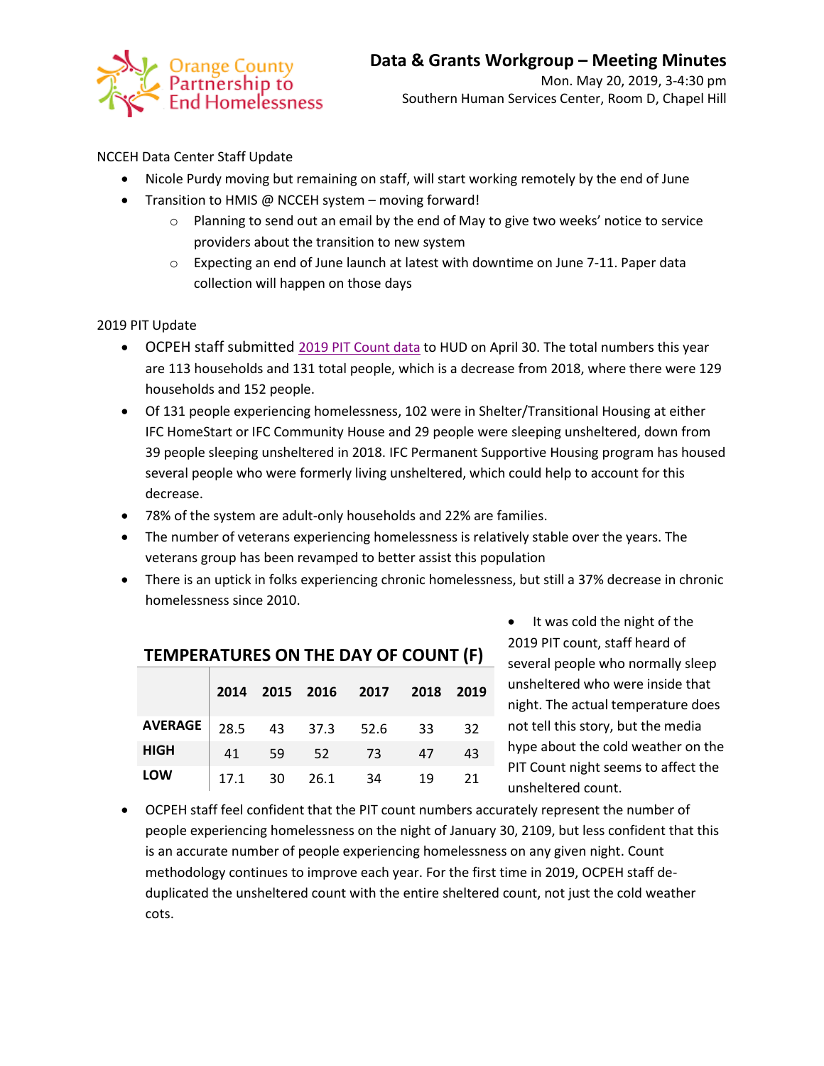## Data & Grants Workgroup – Meeting Minutes

Mon. May 20, 2019, 3-4:30 pm
Southern Human Services Center, Room D, Chapel Hill

NCCEH Data Center Staff Update

- Nicole Purdy moving but remaining on staff, will start working remotely by the end of June
- Transition to HMIS @ NCCEH system – moving forward!
  - Planning to send out an email by the end of May to give two weeks' notice to service providers about the transition to new system
  - Expecting an end of June launch at latest with downtime on June 7-11. Paper data collection will happen on those days

2019 PIT Update

- OCPEH staff submitted 2019 PIT Count data to HUD on April 30. The total numbers this year are 113 households and 131 total people, which is a decrease from 2018, where there were 129 households and 152 people.
- Of 131 people experiencing homelessness, 102 were in Shelter/Transitional Housing at either IFC HomeStart or IFC Community House and 29 people were sleeping unsheltered, down from 39 people sleeping unsheltered in 2018. IFC Permanent Supportive Housing program has housed several people who were formerly living unsheltered, which could help to account for this decrease.
- 78% of the system are adult-only households and 22% are families.
- The number of veterans experiencing homelessness is relatively stable over the years. The veterans group has been revamped to better assist this population
- There is an uptick in folks experiencing chronic homelessness, but still a 37% decrease in chronic homelessness since 2010.

**TEMPERATURES ON THE DAY OF COUNT (F)**

| | 2014 | 2015 | 2016 | 2017 | 2018 | 2019 |
|---|---|---|---|---|---|---|
| **AVERAGE** | 28.5 | 43 | 37.3 | 52.6 | 33 | 32 |
| **HIGH** | 41 | 59 | 52 | 73 | 47 | 43 |
| **LOW** | 17.1 | 30 | 26.1 | 34 | 19 | 21 |

- It was cold the night of the 2019 PIT count, staff heard of several people who normally sleep unsheltered who were inside that night. The actual temperature does not tell this story, but the media hype about the cold weather on the PIT Count night seems to affect the unsheltered count.
- OCPEH staff feel confident that the PIT count numbers accurately represent the number of people experiencing homelessness on the night of January 30, 2109, but less confident that this is an accurate number of people experiencing homelessness on any given night. Count methodology continues to improve each year. For the first time in 2019, OCPEH staff de-duplicated the unsheltered count with the entire sheltered count, not just the cold weather cots.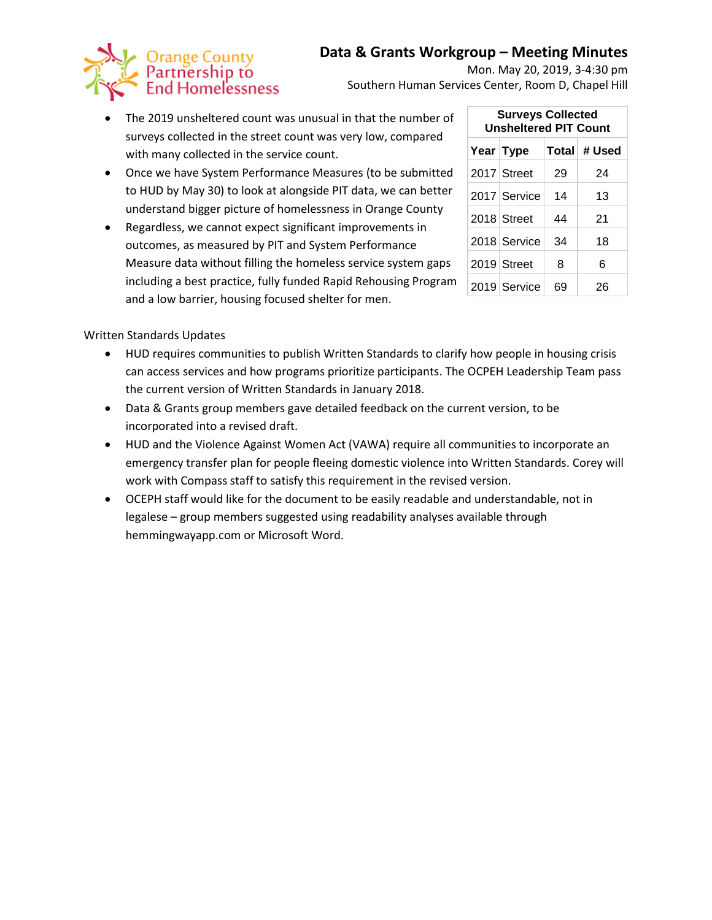# Data & Grants Workgroup – Meeting Minutes

Mon. May 20, 2019, 3-4:30 pm
Southern Human Services Center, Room D, Chapel Hill

- The 2019 unsheltered count was unusual in that the number of surveys collected in the street count was very low, compared with many collected in the service count.
- Once we have System Performance Measures (to be submitted to HUD by May 30) to look at alongside PIT data, we can better understand bigger picture of homelessness in Orange County
- Regardless, we cannot expect significant improvements in outcomes, as measured by PIT and System Performance Measure data without filling the homeless service system gaps including a best practice, fully funded Rapid Rehousing Program and a low barrier, housing focused shelter for men.

| Surveys Collected Unsheltered PIT Count | | | |
|---|---|---|---|
| **Year** | **Type** | **Total** | **# Used** |
| 2017 | Street | 29 | 24 |
| 2017 | Service | 14 | 13 |
| 2018 | Street | 44 | 21 |
| 2018 | Service | 34 | 18 |
| 2019 | Street | 8 | 6 |
| 2019 | Service | 69 | 26 |

Written Standards Updates

- HUD requires communities to publish Written Standards to clarify how people in housing crisis can access services and how programs prioritize participants. The OCPEH Leadership Team pass the current version of Written Standards in January 2018.
- Data & Grants group members gave detailed feedback on the current version, to be incorporated into a revised draft.
- HUD and the Violence Against Women Act (VAWA) require all communities to incorporate an emergency transfer plan for people fleeing domestic violence into Written Standards. Corey will work with Compass staff to satisfy this requirement in the revised version.
- OCEPH staff would like for the document to be easily readable and understandable, not in legalese – group members suggested using readability analyses available through hemmingwayapp.com or Microsoft Word.